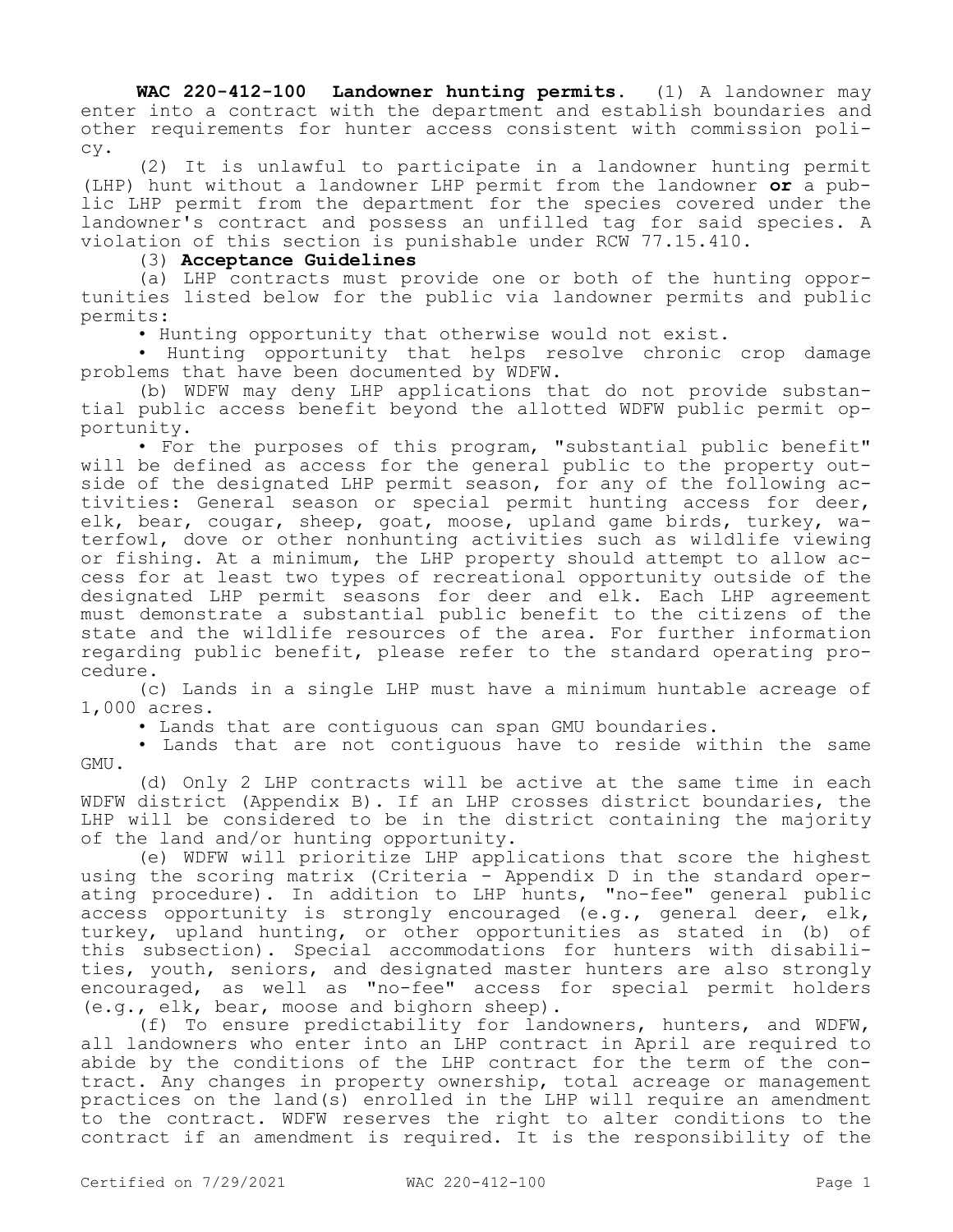**WAC 220-412-100 Landowner hunting permits.** (1) A landowner may enter into a contract with the department and establish boundaries and other requirements for hunter access consistent with commission policy.

(2) It is unlawful to participate in a landowner hunting permit (LHP) hunt without a landowner LHP permit from the landowner **or** a public LHP permit from the department for the species covered under the landowner's contract and possess an unfilled tag for said species. A violation of this section is punishable under RCW 77.15.410.

(3) **Acceptance Guidelines**

(a) LHP contracts must provide one or both of the hunting opportunities listed below for the public via landowner permits and public permits:

- Hunting opportunity that otherwise would not exist.
- Hunting opportunity that helps resolve chronic crop damage problems that have been documented by WDFW.

(b) WDFW may deny LHP applications that do not provide substantial public access benefit beyond the allotted WDFW public permit opportunity.

- For the purposes of this program, "substantial public benefit" will be defined as access for the general public to the property outside of the designated LHP permit season, for any of the following activities: General season or special permit hunting access for deer, elk, bear, cougar, sheep, goat, moose, upland game birds, turkey, waterfowl, dove or other nonhunting activities such as wildlife viewing or fishing. At a minimum, the LHP property should attempt to allow access for at least two types of recreational opportunity outside of the designated LHP permit seasons for deer and elk. Each LHP agreement must demonstrate a substantial public benefit to the citizens of the state and the wildlife resources of the area. For further information regarding public benefit, please refer to the standard operating procedure.

(c) Lands in a single LHP must have a minimum huntable acreage of 1,000 acres.

- Lands that are contiguous can span GMU boundaries.
- Lands that are not contiguous have to reside within the same GMU.

(d) Only 2 LHP contracts will be active at the same time in each WDFW district (Appendix B). If an LHP crosses district boundaries, the LHP will be considered to be in the district containing the majority of the land and/or hunting opportunity.

(e) WDFW will prioritize LHP applications that score the highest using the scoring matrix (Criteria - Appendix D in the standard operating procedure). In addition to LHP hunts, "no-fee" general public access opportunity is strongly encouraged (e.g., general deer, elk, turkey, upland hunting, or other opportunities as stated in (b) of this subsection). Special accommodations for hunters with disabilities, youth, seniors, and designated master hunters are also strongly encouraged, as well as "no-fee" access for special permit holders (e.g., elk, bear, moose and bighorn sheep).

(f) To ensure predictability for landowners, hunters, and WDFW, all landowners who enter into an LHP contract in April are required to abide by the conditions of the LHP contract for the term of the contract. Any changes in property ownership, total acreage or management practices on the land(s) enrolled in the LHP will require an amendment to the contract. WDFW reserves the right to alter conditions to the contract if an amendment is required. It is the responsibility of the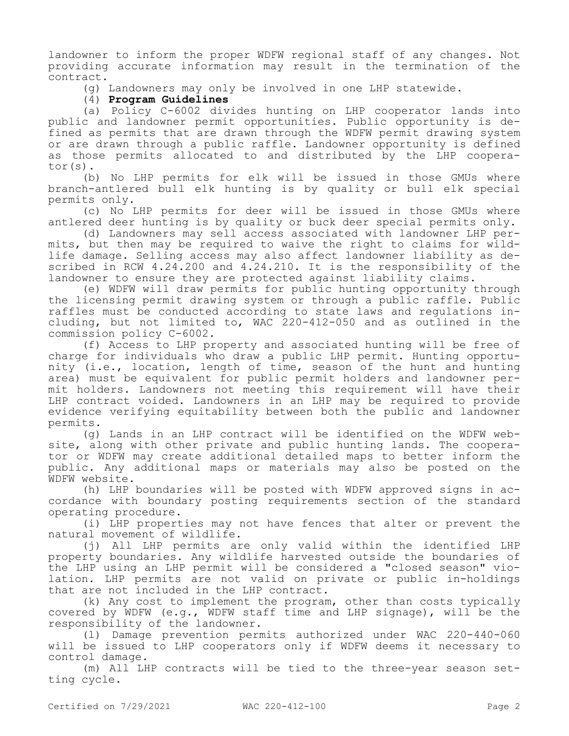landowner to inform the proper WDFW regional staff of any changes. Not providing accurate information may result in the termination of the contract.

(g) Landowners may only be involved in one LHP statewide.

(4) **Program Guidelines**

(a) Policy C-6002 divides hunting on LHP cooperator lands into public and landowner permit opportunities. Public opportunity is defined as permits that are drawn through the WDFW permit drawing system or are drawn through a public raffle. Landowner opportunity is defined as those permits allocated to and distributed by the LHP cooperator(s).

(b) No LHP permits for elk will be issued in those GMUs where branch-antlered bull elk hunting is by quality or bull elk special permits only.

(c) No LHP permits for deer will be issued in those GMUs where antlered deer hunting is by quality or buck deer special permits only.

(d) Landowners may sell access associated with landowner LHP permits, but then may be required to waive the right to claims for wildlife damage. Selling access may also affect landowner liability as described in RCW 4.24.200 and 4.24.210. It is the responsibility of the landowner to ensure they are protected against liability claims.

(e) WDFW will draw permits for public hunting opportunity through the licensing permit drawing system or through a public raffle. Public raffles must be conducted according to state laws and regulations including, but not limited to, WAC 220-412-050 and as outlined in the commission policy C-6002.

(f) Access to LHP property and associated hunting will be free of charge for individuals who draw a public LHP permit. Hunting opportunity (i.e., location, length of time, season of the hunt and hunting area) must be equivalent for public permit holders and landowner permit holders. Landowners not meeting this requirement will have their LHP contract voided. Landowners in an LHP may be required to provide evidence verifying equitability between both the public and landowner permits.

(g) Lands in an LHP contract will be identified on the WDFW website, along with other private and public hunting lands. The cooperator or WDFW may create additional detailed maps to better inform the public. Any additional maps or materials may also be posted on the WDFW website.

(h) LHP boundaries will be posted with WDFW approved signs in accordance with boundary posting requirements section of the standard operating procedure.

(i) LHP properties may not have fences that alter or prevent the natural movement of wildlife.

(j) All LHP permits are only valid within the identified LHP property boundaries. Any wildlife harvested outside the boundaries of the LHP using an LHP permit will be considered a "closed season" violation. LHP permits are not valid on private or public in-holdings that are not included in the LHP contract.

(k) Any cost to implement the program, other than costs typically covered by WDFW (e.g., WDFW staff time and LHP signage), will be the responsibility of the landowner.

(l) Damage prevention permits authorized under WAC 220-440-060 will be issued to LHP cooperators only if WDFW deems it necessary to control damage.

(m) All LHP contracts will be tied to the three-year season setting cycle.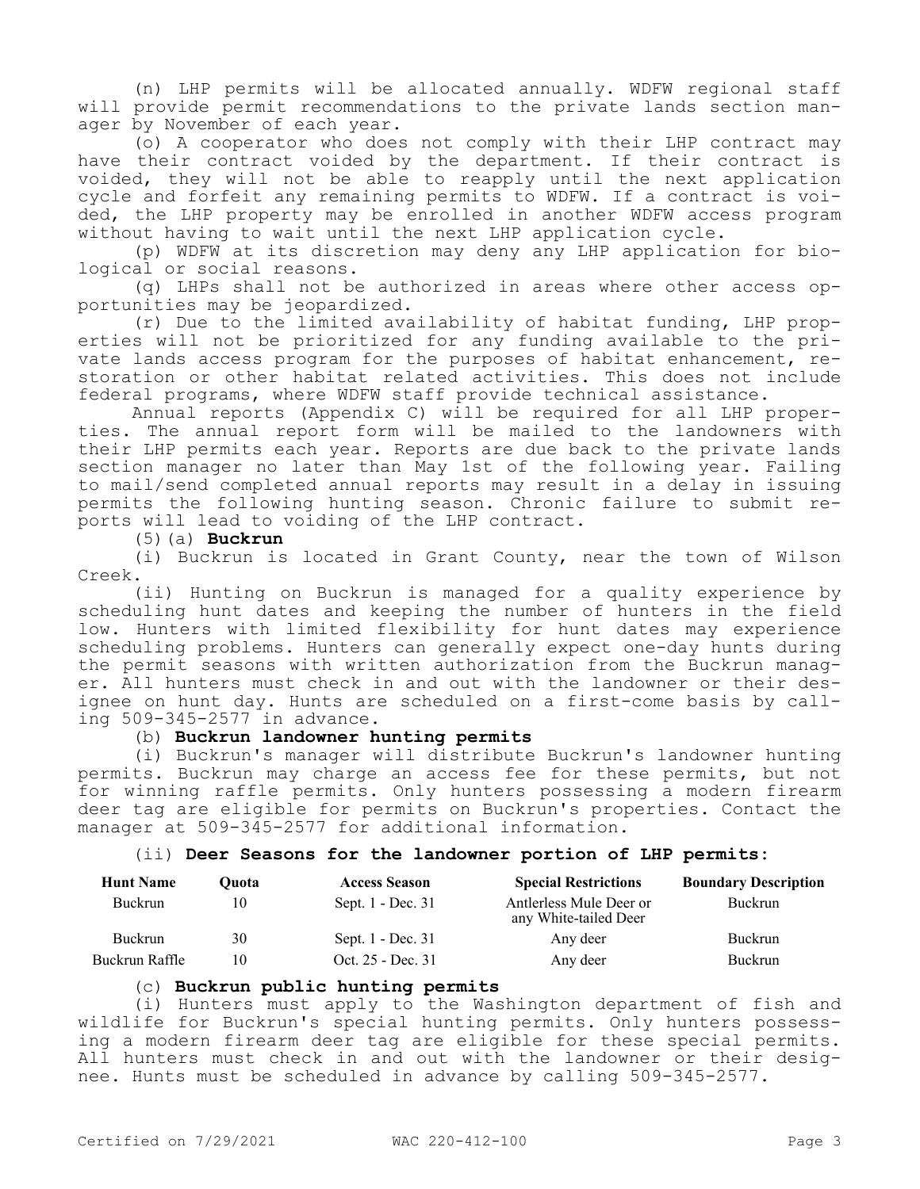(n) LHP permits will be allocated annually. WDFW regional staff will provide permit recommendations to the private lands section manager by November of each year.

(o) A cooperator who does not comply with their LHP contract may have their contract voided by the department. If their contract is voided, they will not be able to reapply until the next application cycle and forfeit any remaining permits to WDFW. If a contract is voided, the LHP property may be enrolled in another WDFW access program without having to wait until the next LHP application cycle.

(p) WDFW at its discretion may deny any LHP application for biological or social reasons.

(q) LHPs shall not be authorized in areas where other access opportunities may be jeopardized.

(r) Due to the limited availability of habitat funding, LHP properties will not be prioritized for any funding available to the private lands access program for the purposes of habitat enhancement, restoration or other habitat related activities. This does not include federal programs, where WDFW staff provide technical assistance.

Annual reports (Appendix C) will be required for all LHP properties. The annual report form will be mailed to the landowners with their LHP permits each year. Reports are due back to the private lands section manager no later than May 1st of the following year. Failing to mail/send completed annual reports may result in a delay in issuing permits the following hunting season. Chronic failure to submit reports will lead to voiding of the LHP contract.

(5)(a) **Buckrun**

(i) Buckrun is located in Grant County, near the town of Wilson Creek.

(ii) Hunting on Buckrun is managed for a quality experience by scheduling hunt dates and keeping the number of hunters in the field low. Hunters with limited flexibility for hunt dates may experience scheduling problems. Hunters can generally expect one-day hunts during the permit seasons with written authorization from the Buckrun manager. All hunters must check in and out with the landowner or their designee on hunt day. Hunts are scheduled on a first-come basis by calling 509-345-2577 in advance.

(b) **Buckrun landowner hunting permits**

(i) Buckrun's manager will distribute Buckrun's landowner hunting permits. Buckrun may charge an access fee for these permits, but not for winning raffle permits. Only hunters possessing a modern firearm deer tag are eligible for permits on Buckrun's properties. Contact the manager at 509-345-2577 for additional information.

(ii) **Deer Seasons for the landowner portion of LHP permits:**

| Hunt Name | Quota | Access Season | Special Restrictions | Boundary Description |
|---|---|---|---|---|
| Buckrun | 10 | Sept. 1 - Dec. 31 | Antlerless Mule Deer or any White-tailed Deer | Buckrun |
| Buckrun | 30 | Sept. 1 - Dec. 31 | Any deer | Buckrun |
| Buckrun Raffle | 10 | Oct. 25 - Dec. 31 | Any deer | Buckrun |

(c) **Buckrun public hunting permits**

(i) Hunters must apply to the Washington department of fish and wildlife for Buckrun's special hunting permits. Only hunters possessing a modern firearm deer tag are eligible for these special permits. All hunters must check in and out with the landowner or their designee. Hunts must be scheduled in advance by calling 509-345-2577.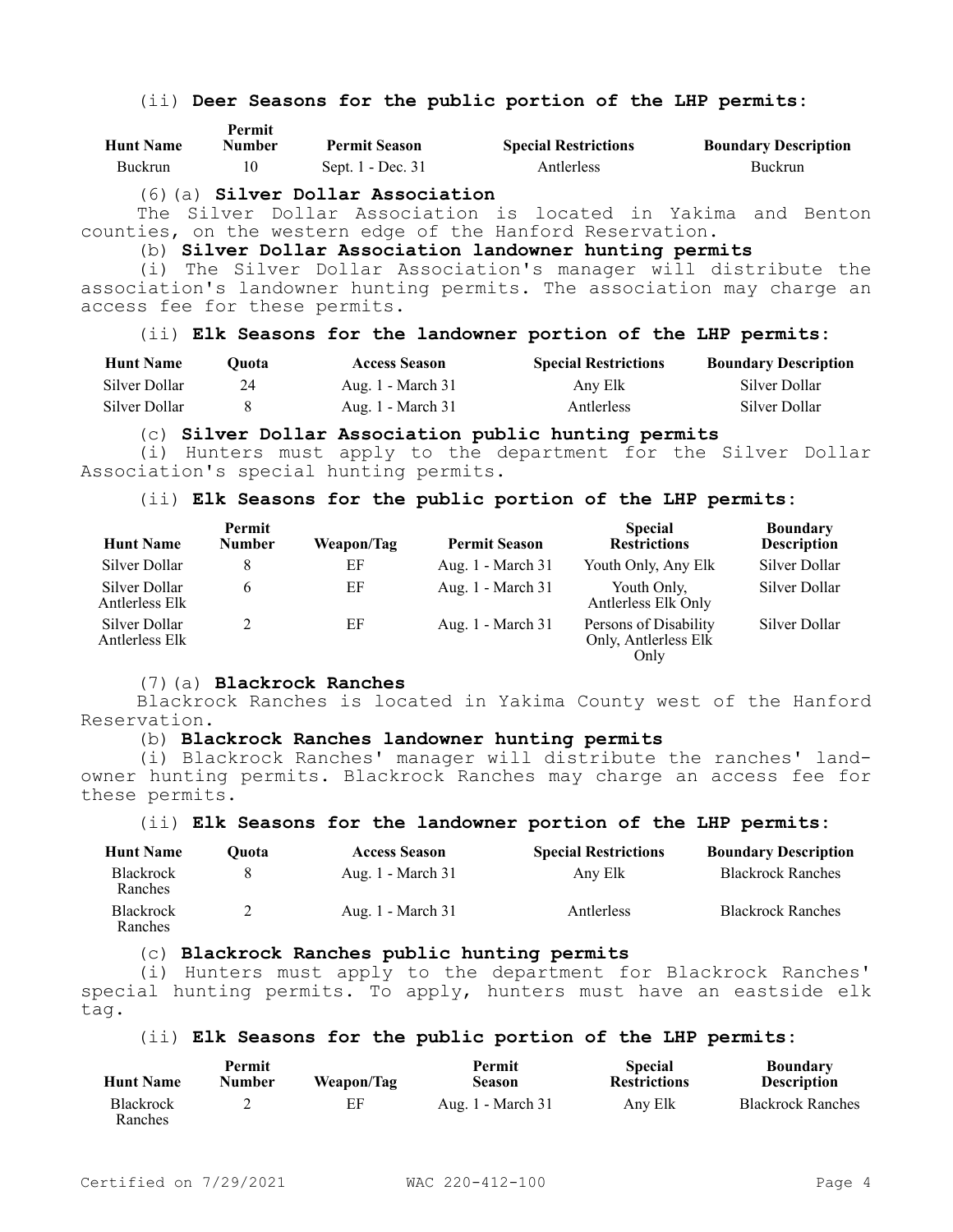(ii) **Deer Seasons for the public portion of the LHP permits:**

| Hunt Name | Permit Number | Permit Season | Special Restrictions | Boundary Description |
|---|---|---|---|---|
| Buckrun | 10 | Sept. 1 - Dec. 31 | Antlerless | Buckrun |

(6)(a) **Silver Dollar Association**

The Silver Dollar Association is located in Yakima and Benton counties, on the western edge of the Hanford Reservation.

(b) **Silver Dollar Association landowner hunting permits**

(i) The Silver Dollar Association's manager will distribute the association's landowner hunting permits. The association may charge an access fee for these permits.

(ii) **Elk Seasons for the landowner portion of the LHP permits:**

| Hunt Name | Quota | Access Season | Special Restrictions | Boundary Description |
|---|---|---|---|---|
| Silver Dollar | 24 | Aug. 1 - March 31 | Any Elk | Silver Dollar |
| Silver Dollar | 8 | Aug. 1 - March 31 | Antlerless | Silver Dollar |

(c) **Silver Dollar Association public hunting permits**

(i) Hunters must apply to the department for the Silver Dollar Association's special hunting permits.

(ii) **Elk Seasons for the public portion of the LHP permits:**

| Hunt Name | Permit Number | Weapon/Tag | Permit Season | Special Restrictions | Boundary Description |
|---|---|---|---|---|---|
| Silver Dollar | 8 | EF | Aug. 1 - March 31 | Youth Only, Any Elk | Silver Dollar |
| Silver Dollar Antlerless Elk | 6 | EF | Aug. 1 - March 31 | Youth Only, Antlerless Elk Only | Silver Dollar |
| Silver Dollar Antlerless Elk | 2 | EF | Aug. 1 - March 31 | Persons of Disability Only, Antlerless Elk Only | Silver Dollar |

(7)(a) **Blackrock Ranches**

Blackrock Ranches is located in Yakima County west of the Hanford Reservation.

(b) **Blackrock Ranches landowner hunting permits**

(i) Blackrock Ranches' manager will distribute the ranches' landowner hunting permits. Blackrock Ranches may charge an access fee for these permits.

(ii) **Elk Seasons for the landowner portion of the LHP permits:**

| Hunt Name | Quota | Access Season | Special Restrictions | Boundary Description |
|---|---|---|---|---|
| Blackrock Ranches | 8 | Aug. 1 - March 31 | Any Elk | Blackrock Ranches |
| Blackrock Ranches | 2 | Aug. 1 - March 31 | Antlerless | Blackrock Ranches |

(c) **Blackrock Ranches public hunting permits**

(i) Hunters must apply to the department for Blackrock Ranches' special hunting permits. To apply, hunters must have an eastside elk tag.

(ii) **Elk Seasons for the public portion of the LHP permits:**

| Hunt Name | Permit Number | Weapon/Tag | Permit Season | Special Restrictions | Boundary Description |
|---|---|---|---|---|---|
| Blackrock Ranches | 2 | EF | Aug. 1 - March 31 | Any Elk | Blackrock Ranches |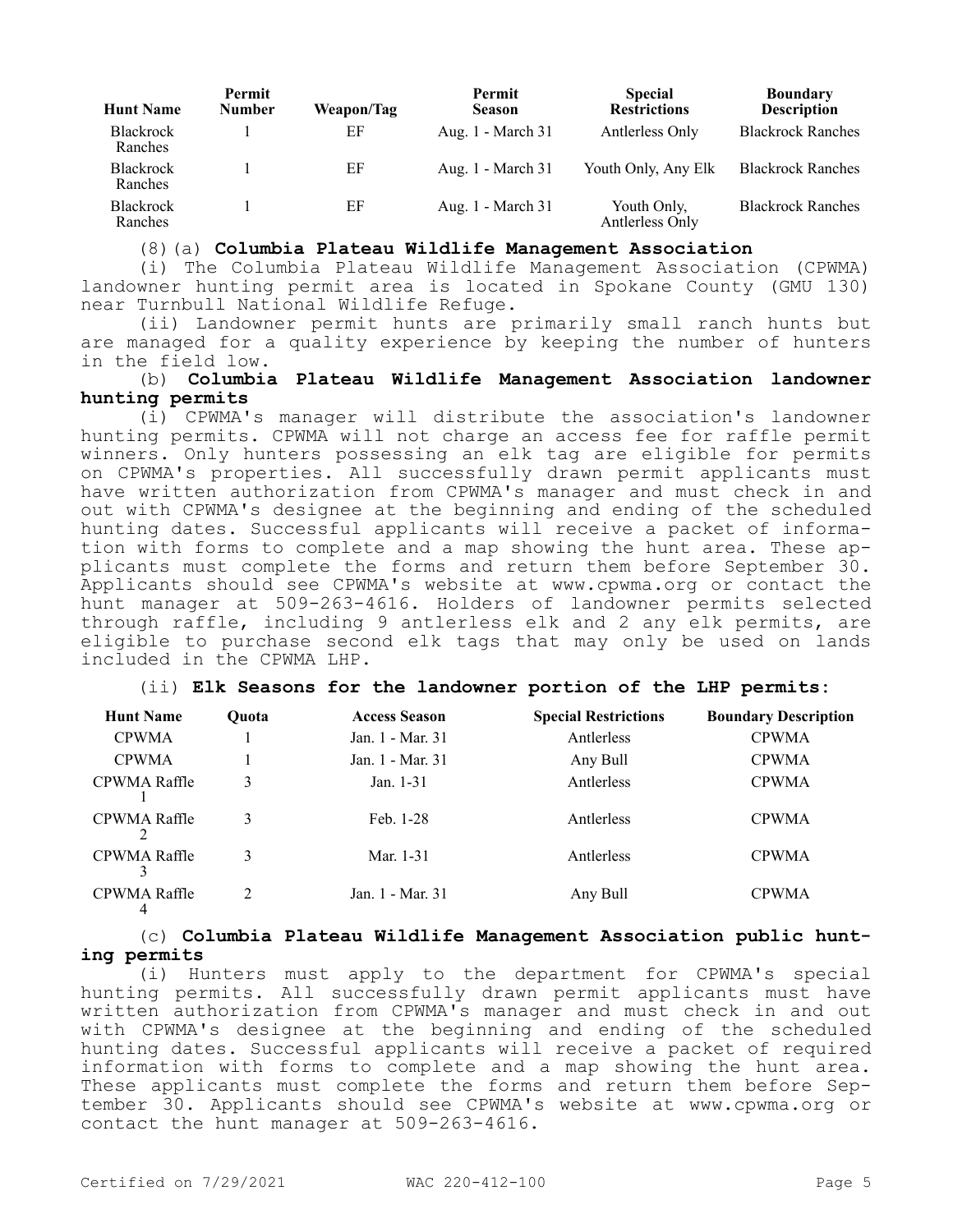| Hunt Name | Permit Number | Weapon/Tag | Permit Season | Special Restrictions | Boundary Description |
|---|---|---|---|---|---|
| Blackrock Ranches | 1 | EF | Aug. 1 - March 31 | Antlerless Only | Blackrock Ranches |
| Blackrock Ranches | 1 | EF | Aug. 1 - March 31 | Youth Only, Any Elk | Blackrock Ranches |
| Blackrock Ranches | 1 | EF | Aug. 1 - March 31 | Youth Only, Antlerless Only | Blackrock Ranches |

(8)(a) **Columbia Plateau Wildlife Management Association**

(i) The Columbia Plateau Wildlife Management Association (CPWMA) landowner hunting permit area is located in Spokane County (GMU 130) near Turnbull National Wildlife Refuge.

(ii) Landowner permit hunts are primarily small ranch hunts but are managed for a quality experience by keeping the number of hunters in the field low.

(b) **Columbia Plateau Wildlife Management Association landowner hunting permits**

(i) CPWMA's manager will distribute the association's landowner hunting permits. CPWMA will not charge an access fee for raffle permit winners. Only hunters possessing an elk tag are eligible for permits on CPWMA's properties. All successfully drawn permit applicants must have written authorization from CPWMA's manager and must check in and out with CPWMA's designee at the beginning and ending of the scheduled hunting dates. Successful applicants will receive a packet of information with forms to complete and a map showing the hunt area. These applicants must complete the forms and return them before September 30. Applicants should see CPWMA's website at www.cpwma.org or contact the hunt manager at 509-263-4616. Holders of landowner permits selected through raffle, including 9 antlerless elk and 2 any elk permits, are eligible to purchase second elk tags that may only be used on lands included in the CPWMA LHP.

(ii) **Elk Seasons for the landowner portion of the LHP permits:**

| Hunt Name | Quota | Access Season | Special Restrictions | Boundary Description |
|---|---|---|---|---|
| CPWMA | 1 | Jan. 1 - Mar. 31 | Antlerless | CPWMA |
| CPWMA | 1 | Jan. 1 - Mar. 31 | Any Bull | CPWMA |
| CPWMA Raffle 1 | 3 | Jan. 1-31 | Antlerless | CPWMA |
| CPWMA Raffle 2 | 3 | Feb. 1-28 | Antlerless | CPWMA |
| CPWMA Raffle 3 | 3 | Mar. 1-31 | Antlerless | CPWMA |
| CPWMA Raffle 4 | 2 | Jan. 1 - Mar. 31 | Any Bull | CPWMA |

(c) **Columbia Plateau Wildlife Management Association public hunting permits**

(i) Hunters must apply to the department for CPWMA's special hunting permits. All successfully drawn permit applicants must have written authorization from CPWMA's manager and must check in and out with CPWMA's designee at the beginning and ending of the scheduled hunting dates. Successful applicants will receive a packet of required information with forms to complete and a map showing the hunt area. These applicants must complete the forms and return them before September 30. Applicants should see CPWMA's website at www.cpwma.org or contact the hunt manager at 509-263-4616.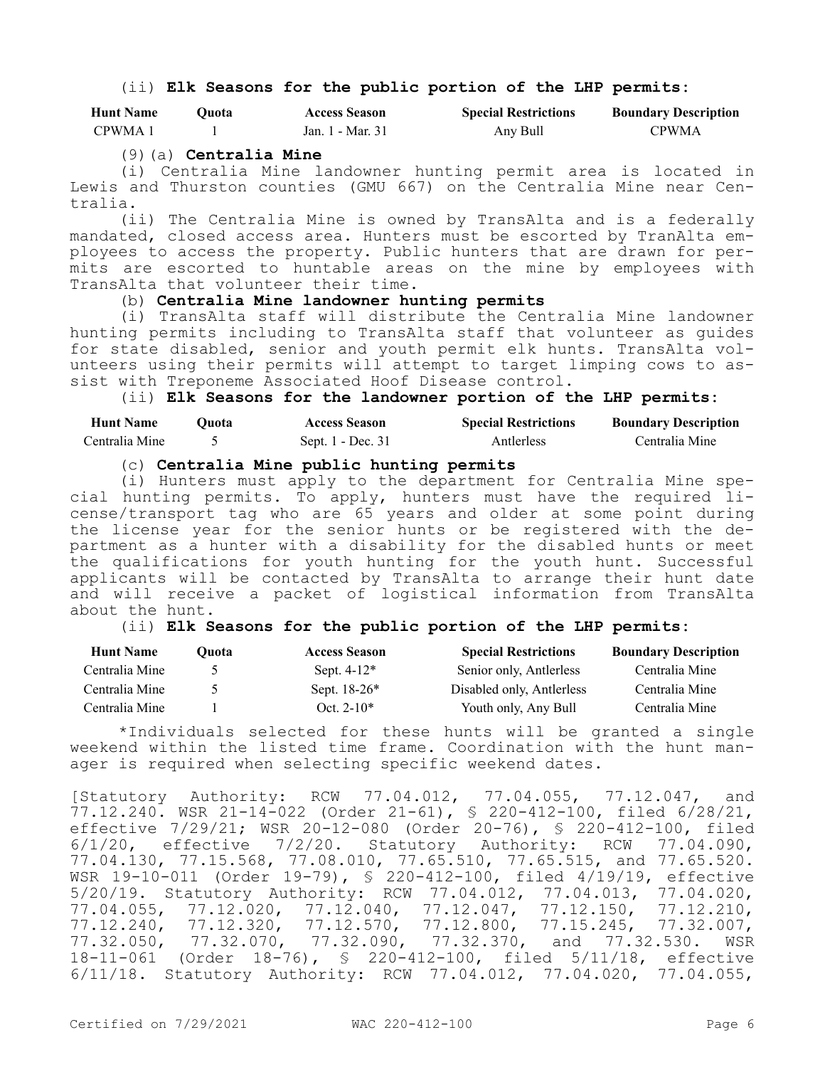(ii) **Elk Seasons for the public portion of the LHP permits:**

| Hunt Name | Quota | Access Season | Special Restrictions | Boundary Description |
|---|---|---|---|---|
| CPWMA 1 | 1 | Jan. 1 - Mar. 31 | Any Bull | CPWMA |

(9)(a) **Centralia Mine**

(i) Centralia Mine landowner hunting permit area is located in Lewis and Thurston counties (GMU 667) on the Centralia Mine near Centralia.

(ii) The Centralia Mine is owned by TransAlta and is a federally mandated, closed access area. Hunters must be escorted by TranAlta employees to access the property. Public hunters that are drawn for permits are escorted to huntable areas on the mine by employees with TransAlta that volunteer their time.

(b) **Centralia Mine landowner hunting permits**

(i) TransAlta staff will distribute the Centralia Mine landowner hunting permits including to TransAlta staff that volunteer as guides for state disabled, senior and youth permit elk hunts. TransAlta volunteers using their permits will attempt to target limping cows to assist with Treponeme Associated Hoof Disease control.

(ii) **Elk Seasons for the landowner portion of the LHP permits:**

| Hunt Name | Quota | Access Season | Special Restrictions | Boundary Description |
|---|---|---|---|---|
| Centralia Mine | 5 | Sept. 1 - Dec. 31 | Antlerless | Centralia Mine |

(c) **Centralia Mine public hunting permits**

(i) Hunters must apply to the department for Centralia Mine special hunting permits. To apply, hunters must have the required license/transport tag who are 65 years and older at some point during the license year for the senior hunts or be registered with the department as a hunter with a disability for the disabled hunts or meet the qualifications for youth hunting for the youth hunt. Successful applicants will be contacted by TransAlta to arrange their hunt date and will receive a packet of logistical information from TransAlta about the hunt.

(ii) **Elk Seasons for the public portion of the LHP permits:**

| Hunt Name | Quota | Access Season | Special Restrictions | Boundary Description |
|---|---|---|---|---|
| Centralia Mine | 5 | Sept. 4-12* | Senior only, Antlerless | Centralia Mine |
| Centralia Mine | 5 | Sept. 18-26* | Disabled only, Antlerless | Centralia Mine |
| Centralia Mine | 1 | Oct. 2-10* | Youth only, Any Bull | Centralia Mine |

*Individuals selected for these hunts will be granted a single weekend within the listed time frame. Coordination with the hunt manager is required when selecting specific weekend dates.

[Statutory Authority: RCW 77.04.012, 77.04.055, 77.12.047, and 77.12.240. WSR 21-14-022 (Order 21-61), § 220-412-100, filed 6/28/21, effective 7/29/21; WSR 20-12-080 (Order 20-76), § 220-412-100, filed 6/1/20, effective 7/2/20. Statutory Authority: RCW 77.04.090, 77.04.130, 77.15.568, 77.08.010, 77.65.510, 77.65.515, and 77.65.520. WSR 19-10-011 (Order 19-79), § 220-412-100, filed 4/19/19, effective 5/20/19. Statutory Authority: RCW 77.04.012, 77.04.013, 77.04.020, 77.04.055, 77.12.020, 77.12.040, 77.12.047, 77.12.150, 77.12.210, 77.12.240, 77.12.320, 77.12.570, 77.12.800, 77.15.245, 77.32.007, 77.32.050, 77.32.070, 77.32.090, 77.32.370, and 77.32.530. WSR 18-11-061 (Order 18-76), § 220-412-100, filed 5/11/18, effective 6/11/18. Statutory Authority: RCW 77.04.012, 77.04.020, 77.04.055,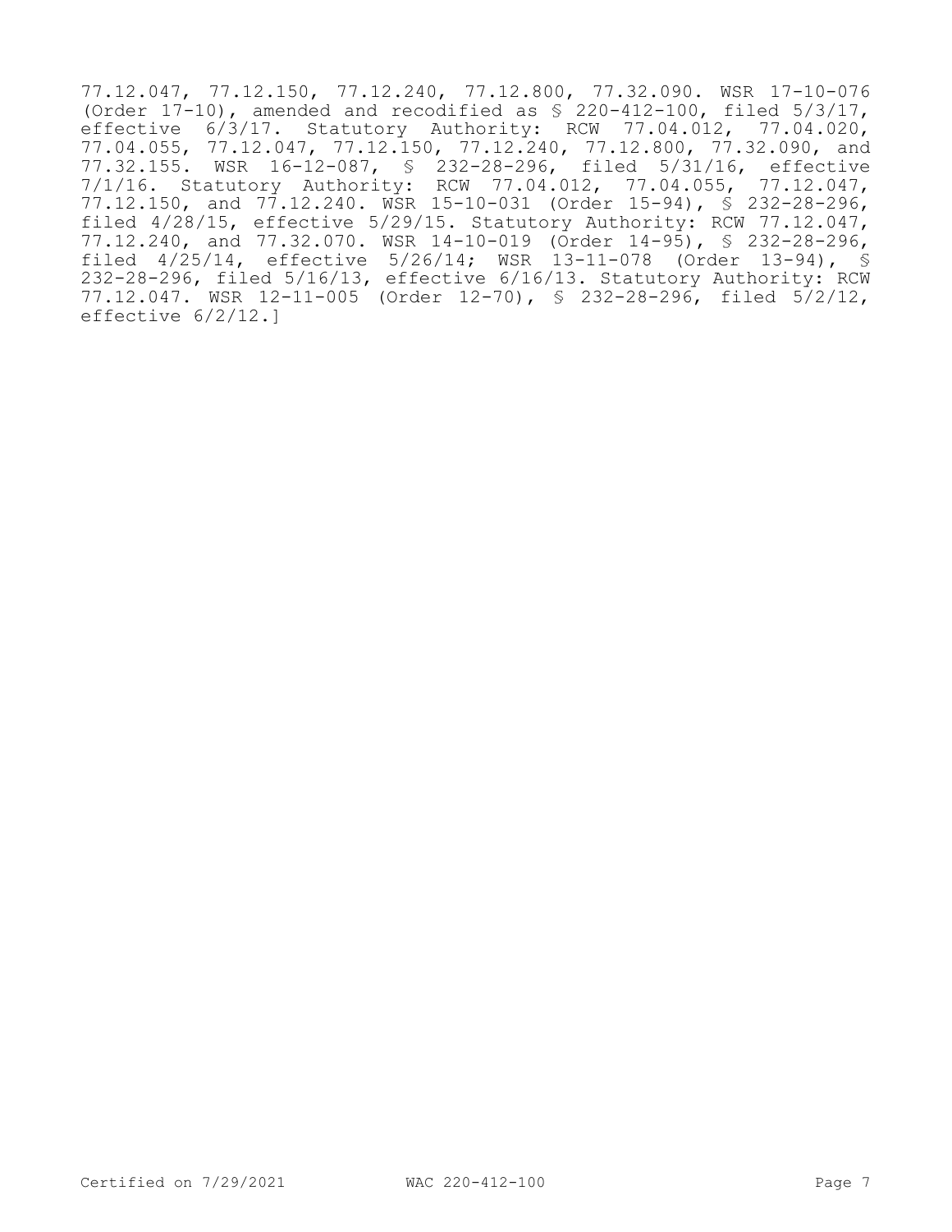77.12.047, 77.12.150, 77.12.240, 77.12.800, 77.32.090. WSR 17-10-076 (Order 17-10), amended and recodified as § 220-412-100, filed 5/3/17, effective 6/3/17. Statutory Authority: RCW 77.04.012, 77.04.020, 77.04.055, 77.12.047, 77.12.150, 77.12.240, 77.12.800, 77.32.090, and 77.32.155. WSR 16-12-087, § 232-28-296, filed 5/31/16, effective 7/1/16. Statutory Authority: RCW 77.04.012, 77.04.055, 77.12.047, 77.12.150, and 77.12.240. WSR 15-10-031 (Order 15-94), § 232-28-296, filed 4/28/15, effective 5/29/15. Statutory Authority: RCW 77.12.047, 77.12.240, and 77.32.070. WSR 14-10-019 (Order 14-95), § 232-28-296, filed 4/25/14, effective 5/26/14; WSR 13-11-078 (Order 13-94), § 232-28-296, filed 5/16/13, effective 6/16/13. Statutory Authority: RCW 77.12.047. WSR 12-11-005 (Order 12-70), § 232-28-296, filed 5/2/12, effective 6/2/12.]